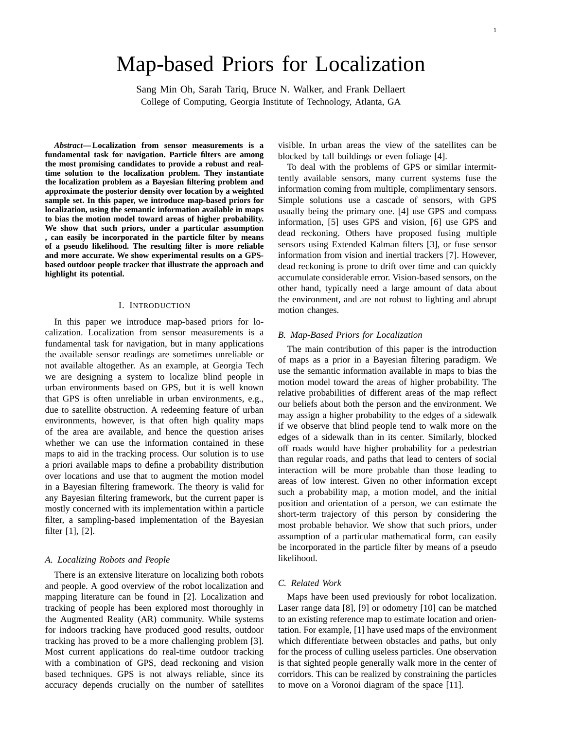# Map-based Priors for Localization

Sang Min Oh, Sarah Tariq, Bruce N. Walker, and Frank Dellaert
College of Computing, Georgia Institute of Technology, Atlanta, GA

***Abstract*— Localization from sensor measurements is a fundamental task for navigation. Particle filters are among the most promising candidates to provide a robust and real-time solution to the localization problem. They instantiate the localization problem as a Bayesian filtering problem and approximate the posterior density over location by a weighted sample set. In this paper, we introduce map-based priors for localization, using the semantic information available in maps to bias the motion model toward areas of higher probability. We show that such priors, under a particular assumption , can easily be incorporated in the particle filter by means of a pseudo likelihood. The resulting filter is more reliable and more accurate. We show experimental results on a GPS-based outdoor people tracker that illustrate the approach and highlight its potential.**

## I. Introduction

In this paper we introduce map-based priors for localization. Localization from sensor measurements is a fundamental task for navigation, but in many applications the available sensor readings are sometimes unreliable or not available altogether. As an example, at Georgia Tech we are designing a system to localize blind people in urban environments based on GPS, but it is well known that GPS is often unreliable in urban environments, e.g., due to satellite obstruction. A redeeming feature of urban environments, however, is that often high quality maps of the area are available, and hence the question arises whether we can use the information contained in these maps to aid in the tracking process. Our solution is to use a priori available maps to define a probability distribution over locations and use that to augment the motion model in a Bayesian filtering framework. The theory is valid for any Bayesian filtering framework, but the current paper is mostly concerned with its implementation within a particle filter, a sampling-based implementation of the Bayesian filter [1], [2].

### A. Localizing Robots and People

There is an extensive literature on localizing both robots and people. A good overview of the robot localization and mapping literature can be found in [2]. Localization and tracking of people has been explored most thoroughly in the Augmented Reality (AR) community. While systems for indoors tracking have produced good results, outdoor tracking has proved to be a more challenging problem [3]. Most current applications do real-time outdoor tracking with a combination of GPS, dead reckoning and vision based techniques. GPS is not always reliable, since its accuracy depends crucially on the number of satellites visible. In urban areas the view of the satellites can be blocked by tall buildings or even foliage [4].

To deal with the problems of GPS or similar intermittently available sensors, many current systems fuse the information coming from multiple, complimentary sensors. Simple solutions use a cascade of sensors, with GPS usually being the primary one. [4] use GPS and compass information, [5] uses GPS and vision, [6] use GPS and dead reckoning. Others have proposed fusing multiple sensors using Extended Kalman filters [3], or fuse sensor information from vision and inertial trackers [7]. However, dead reckoning is prone to drift over time and can quickly accumulate considerable error. Vision-based sensors, on the other hand, typically need a large amount of data about the environment, and are not robust to lighting and abrupt motion changes.

### B. Map-Based Priors for Localization

The main contribution of this paper is the introduction of maps as a prior in a Bayesian filtering paradigm. We use the semantic information available in maps to bias the motion model toward the areas of higher probability. The relative probabilities of different areas of the map reflect our beliefs about both the person and the environment. We may assign a higher probability to the edges of a sidewalk if we observe that blind people tend to walk more on the edges of a sidewalk than in its center. Similarly, blocked off roads would have higher probability for a pedestrian than regular roads, and paths that lead to centers of social interaction will be more probable than those leading to areas of low interest. Given no other information except such a probability map, a motion model, and the initial position and orientation of a person, we can estimate the short-term trajectory of this person by considering the most probable behavior. We show that such priors, under assumption of a particular mathematical form, can easily be incorporated in the particle filter by means of a pseudo likelihood.

### C. Related Work

Maps have been used previously for robot localization. Laser range data [8], [9] or odometry [10] can be matched to an existing reference map to estimate location and orientation. For example, [1] have used maps of the environment which differentiate between obstacles and paths, but only for the process of culling useless particles. One observation is that sighted people generally walk more in the center of corridors. This can be realized by constraining the particles to move on a Voronoi diagram of the space [11].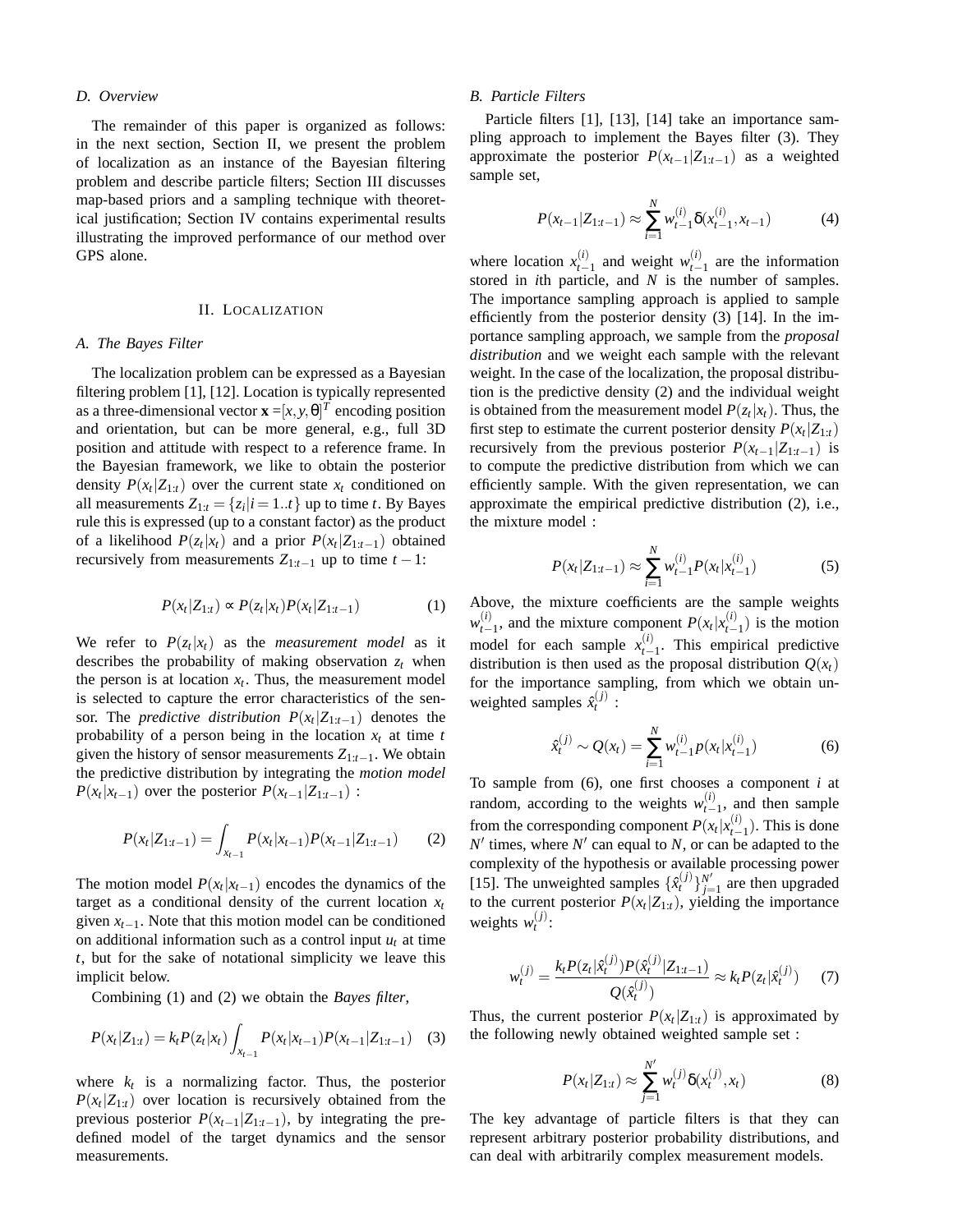### D. Overview

The remainder of this paper is organized as follows: in the next section, Section II, we present the problem of localization as an instance of the Bayesian filtering problem and describe particle filters; Section III discusses map-based priors and a sampling technique with theoretical justification; Section IV contains experimental results illustrating the improved performance of our method over GPS alone.

## II. LOCALIZATION

### A. The Bayes Filter

The localization problem can be expressed as a Bayesian filtering problem [1], [12]. Location is typically represented as a three-dimensional vector $\mathbf{x} = [x, y, \theta]^T$ encoding position and orientation, but can be more general, e.g., full 3D position and attitude with respect to a reference frame. In the Bayesian framework, we like to obtain the posterior density $P(x_t|Z_{1:t})$ over the current state $x_t$ conditioned on all measurements $Z_{1:t} = \{z_i | i = 1..t\}$ up to time $t$. By Bayes rule this is expressed (up to a constant factor) as the product of a likelihood $P(z_t|x_t)$ and a prior $P(x_t|Z_{1:t-1})$ obtained recursively from measurements $Z_{1:t-1}$ up to time $t-1$:

$$P(x_t|Z_{1:t}) \propto P(z_t|x_t) P(x_t|Z_{1:t-1}) \tag{1}$$

We refer to $P(z_t|x_t)$ as the *measurement model* as it describes the probability of making observation $z_t$ when the person is at location $x_t$. Thus, the measurement model is selected to capture the error characteristics of the sensor. The *predictive distribution* $P(x_t|Z_{1:t-1})$ denotes the probability of a person being in the location $x_t$ at time $t$ given the history of sensor measurements $Z_{1:t-1}$. We obtain the predictive distribution by integrating the *motion model* $P(x_t|x_{t-1})$ over the posterior $P(x_{t-1}|Z_{1:t-1})$ :

$$P(x_t|Z_{1:t-1}) = \int_{x_{t-1}} P(x_t|x_{t-1}) P(x_{t-1}|Z_{1:t-1}) \tag{2}$$

The motion model $P(x_t|x_{t-1})$ encodes the dynamics of the target as a conditional density of the current location $x_t$ given $x_{t-1}$. Note that this motion model can be conditioned on additional information such as a control input $u_t$ at time $t$, but for the sake of notational simplicity we leave this implicit below.

Combining (1) and (2) we obtain the *Bayes filter*,

$$P(x_t|Z_{1:t}) = k_t P(z_t|x_t) \int_{x_{t-1}} P(x_t|x_{t-1}) P(x_{t-1}|Z_{1:t-1}) \tag{3}$$

where $k_t$ is a normalizing factor. Thus, the posterior $P(x_t|Z_{1:t})$ over location is recursively obtained from the previous posterior $P(x_{t-1}|Z_{1:t-1})$, by integrating the predefined model of the target dynamics and the sensor measurements.

### B. Particle Filters

Particle filters [1], [13], [14] take an importance sampling approach to implement the Bayes filter (3). They approximate the posterior $P(x_{t-1}|Z_{1:t-1})$ as a weighted sample set,

$$P(x_{t-1}|Z_{1:t-1}) \approx \sum_{i=1}^{N} w_{t-1}^{(i)} \delta(x_{t-1}^{(i)}, x_{t-1}) \tag{4}$$

where location $x_{t-1}^{(i)}$ and weight $w_{t-1}^{(i)}$ are the information stored in $i$th particle, and $N$ is the number of samples. The importance sampling approach is applied to sample efficiently from the posterior density (3) [14]. In the importance sampling approach, we sample from the *proposal distribution* and we weight each sample with the relevant weight. In the case of the localization, the proposal distribution is the predictive density (2) and the individual weight is obtained from the measurement model $P(z_t|x_t)$. Thus, the first step to estimate the current posterior density $P(x_t|Z_{1:t})$ recursively from the previous posterior $P(x_{t-1}|Z_{1:t-1})$ is to compute the predictive distribution from which we can efficiently sample. With the given representation, we can approximate the empirical predictive distribution (2), i.e., the mixture model :

$$P(x_t|Z_{1:t-1}) \approx \sum_{i=1}^{N} w_{t-1}^{(i)} P(x_t|x_{t-1}^{(i)}) \tag{5}$$

Above, the mixture coefficients are the sample weights $w_{t-1}^{(i)}$, and the mixture component $P(x_t|x_{t-1}^{(i)})$ is the motion model for each sample $x_{t-1}^{(i)}$. This empirical predictive distribution is then used as the proposal distribution $Q(x_t)$ for the importance sampling, from which we obtain unweighted samples $\hat{x}_t^{(j)}$ :

$$\hat{x}_t^{(j)} \sim Q(x_t) = \sum_{i=1}^{N} w_{t-1}^{(i)} p(x_t|x_{t-1}^{(i)}) \tag{6}$$

To sample from (6), one first chooses a component $i$ at random, according to the weights $w_{t-1}^{(i)}$, and then sample from the corresponding component $P(x_t|x_{t-1}^{(i)})$. This is done $N'$ times, where $N'$ can equal to $N$, or can be adapted to the complexity of the hypothesis or available processing power [15]. The unweighted samples $\{\hat{x}_t^{(j)}\}_{j=1}^{N'}$ are then upgraded to the current posterior $P(x_t|Z_{1:t})$, yielding the importance weights $w_t^{(j)}$:

$$w_t^{(j)} = \frac{k_t P(z_t|\hat{x}_t^{(j)}) P(\hat{x}_t^{(j)}|Z_{1:t-1})}{Q(\hat{x}_t^{(j)})} \approx k_t P(z_t|\hat{x}_t^{(j)}) \tag{7}$$

Thus, the current posterior $P(x_t|Z_{1:t})$ is approximated by the following newly obtained weighted sample set :

$$P(x_t|Z_{1:t}) \approx \sum_{j=1}^{N'} w_t^{(j)} \delta(x_t^{(j)}, x_t) \tag{8}$$

The key advantage of particle filters is that they can represent arbitrary posterior probability distributions, and can deal with arbitrarily complex measurement models.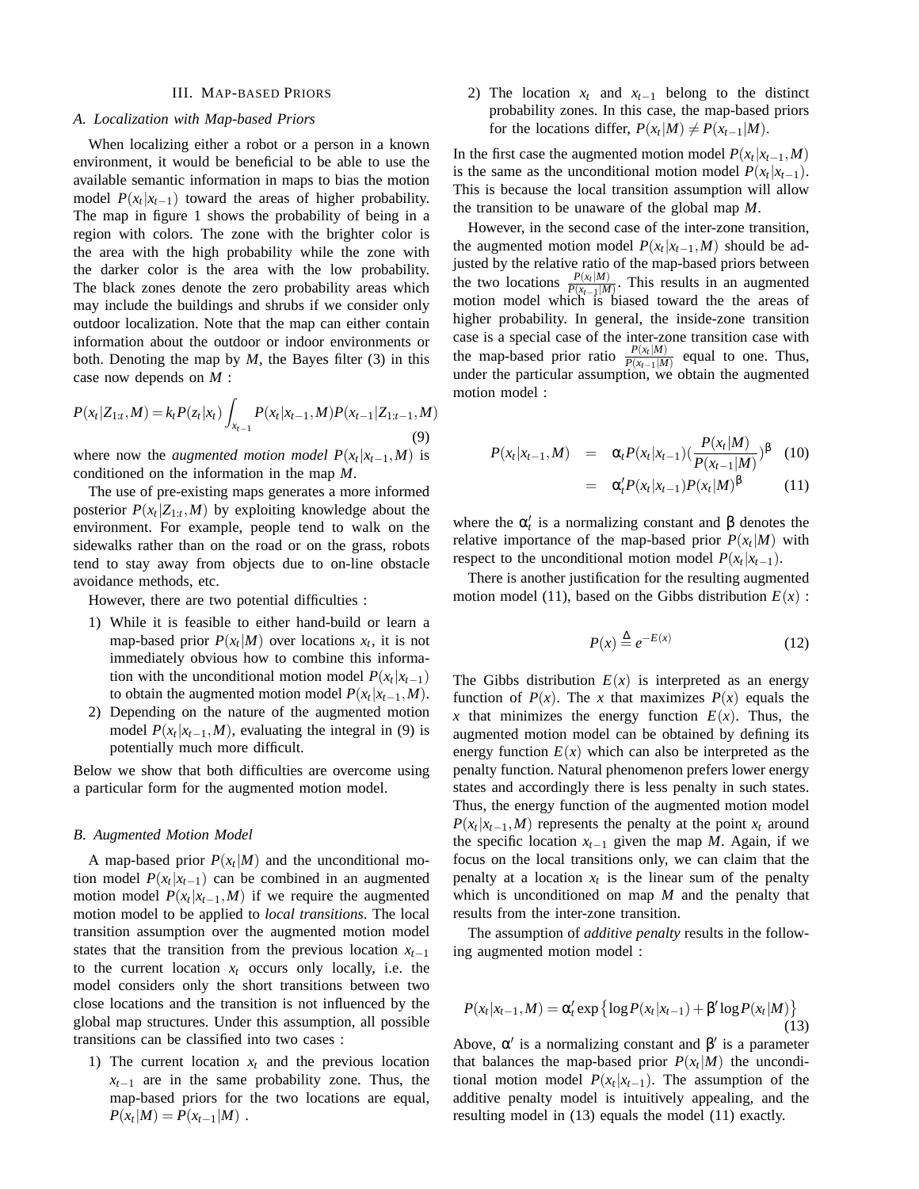## III. Map-based Priors

### A. Localization with Map-based Priors

When localizing either a robot or a person in a known environment, it would be beneficial to be able to use the available semantic information in maps to bias the motion model $P(x_t|x_{t-1})$ toward the areas of higher probability. The map in figure 1 shows the probability of being in a region with colors. The zone with the brighter color is the area with the high probability while the zone with the darker color is the area with the low probability. The black zones denote the zero probability areas which may include the buildings and shrubs if we consider only outdoor localization. Note that the map can either contain information about the outdoor or indoor environments or both. Denoting the map by $M$, the Bayes filter (3) in this case now depends on $M$ :

$$P(x_t|Z_{1:t}, M) = k_t P(z_t|x_t) \int_{x_{t-1}} P(x_t|x_{t-1}, M) P(x_{t-1}|Z_{1:t-1}, M) \tag{9}$$

where now the *augmented motion model* $P(x_t|x_{t-1}, M)$ is conditioned on the information in the map $M$.

The use of pre-existing maps generates a more informed posterior $P(x_t|Z_{1:t}, M)$ by exploiting knowledge about the environment. For example, people tend to walk on the sidewalks rather than on the road or on the grass, robots tend to stay away from objects due to on-line obstacle avoidance methods, etc.

However, there are two potential difficulties :

1) While it is feasible to either hand-build or learn a map-based prior $P(x_t|M)$ over locations $x_t$, it is not immediately obvious how to combine this information with the unconditional motion model $P(x_t|x_{t-1})$ to obtain the augmented motion model $P(x_t|x_{t-1}, M)$.
2) Depending on the nature of the augmented motion model $P(x_t|x_{t-1}, M)$, evaluating the integral in (9) is potentially much more difficult.

Below we show that both difficulties are overcome using a particular form for the augmented motion model.

### B. Augmented Motion Model

A map-based prior $P(x_t|M)$ and the unconditional motion model $P(x_t|x_{t-1})$ can be combined in an augmented motion model $P(x_t|x_{t-1}, M)$ if we require the augmented motion model to be applied to *local transitions*. The local transition assumption over the augmented motion model states that the transition from the previous location $x_{t-1}$ to the current location $x_t$ occurs only locally, i.e. the model considers only the short transitions between two close locations and the transition is not influenced by the global map structures. Under this assumption, all possible transitions can be classified into two cases :

1) The current location $x_t$ and the previous location $x_{t-1}$ are in the same probability zone. Thus, the map-based priors for the two locations are equal, $P(x_t|M) = P(x_{t-1}|M)$ .
2) The location $x_t$ and $x_{t-1}$ belong to the distinct probability zones. In this case, the map-based priors for the locations differ, $P(x_t|M) \neq P(x_{t-1}|M)$.

In the first case the augmented motion model $P(x_t|x_{t-1}, M)$ is the same as the unconditional motion model $P(x_t|x_{t-1})$. This is because the local transition assumption will allow the transition to be unaware of the global map $M$.

However, in the second case of the inter-zone transition, the augmented motion model $P(x_t|x_{t-1}, M)$ should be adjusted by the relative ratio of the map-based priors between the two locations $\frac{P(x_t|M)}{P(x_{t-1}|M)}$. This results in an augmented motion model which is biased toward the the areas of higher probability. In general, the inside-zone transition case is a special case of the inter-zone transition case with the map-based prior ratio $\frac{P(x_t|M)}{P(x_{t-1}|M)}$ equal to one. Thus, under the particular assumption, we obtain the augmented motion model :

$$\begin{aligned} P(x_t|x_{t-1}, M) &= \alpha_t P(x_t|x_{t-1}) \left(\frac{P(x_t|M)}{P(x_{t-1}|M)}\right)^{\beta} & (10) \\ &= \alpha'_t P(x_t|x_{t-1}) P(x_t|M)^{\beta} & (11) \end{aligned}$$

where the $\alpha'_t$ is a normalizing constant and $\beta$ denotes the relative importance of the map-based prior $P(x_t|M)$ with respect to the unconditional motion model $P(x_t|x_{t-1})$.

There is another justification for the resulting augmented motion model (11), based on the Gibbs distribution $E(x)$ :

$$P(x) \overset{\Delta}{=} e^{-E(x)} \tag{12}$$

The Gibbs distribution $E(x)$ is interpreted as an energy function of $P(x)$. The $x$ that maximizes $P(x)$ equals the $x$ that minimizes the energy function $E(x)$. Thus, the augmented motion model can be obtained by defining its energy function $E(x)$ which can also be interpreted as the penalty function. Natural phenomenon prefers lower energy states and accordingly there is less penalty in such states. Thus, the energy function of the augmented motion model $P(x_t|x_{t-1}, M)$ represents the penalty at the point $x_t$ around the specific location $x_{t-1}$ given the map $M$. Again, if we focus on the local transitions only, we can claim that the penalty at a location $x_t$ is the linear sum of the penalty which is unconditioned on map $M$ and the penalty that results from the inter-zone transition.

The assumption of *additive penalty* results in the following augmented motion model :

$$P(x_t|x_{t-1}, M) = \alpha'_t \exp\left\{\log P(x_t|x_{t-1}) + \beta' \log P(x_t|M)\right\} \tag{13}$$

Above, $\alpha'$ is a normalizing constant and $\beta'$ is a parameter that balances the map-based prior $P(x_t|M)$ the unconditional motion model $P(x_t|x_{t-1})$. The assumption of the additive penalty model is intuitively appealing, and the resulting model in (13) equals the model (11) exactly.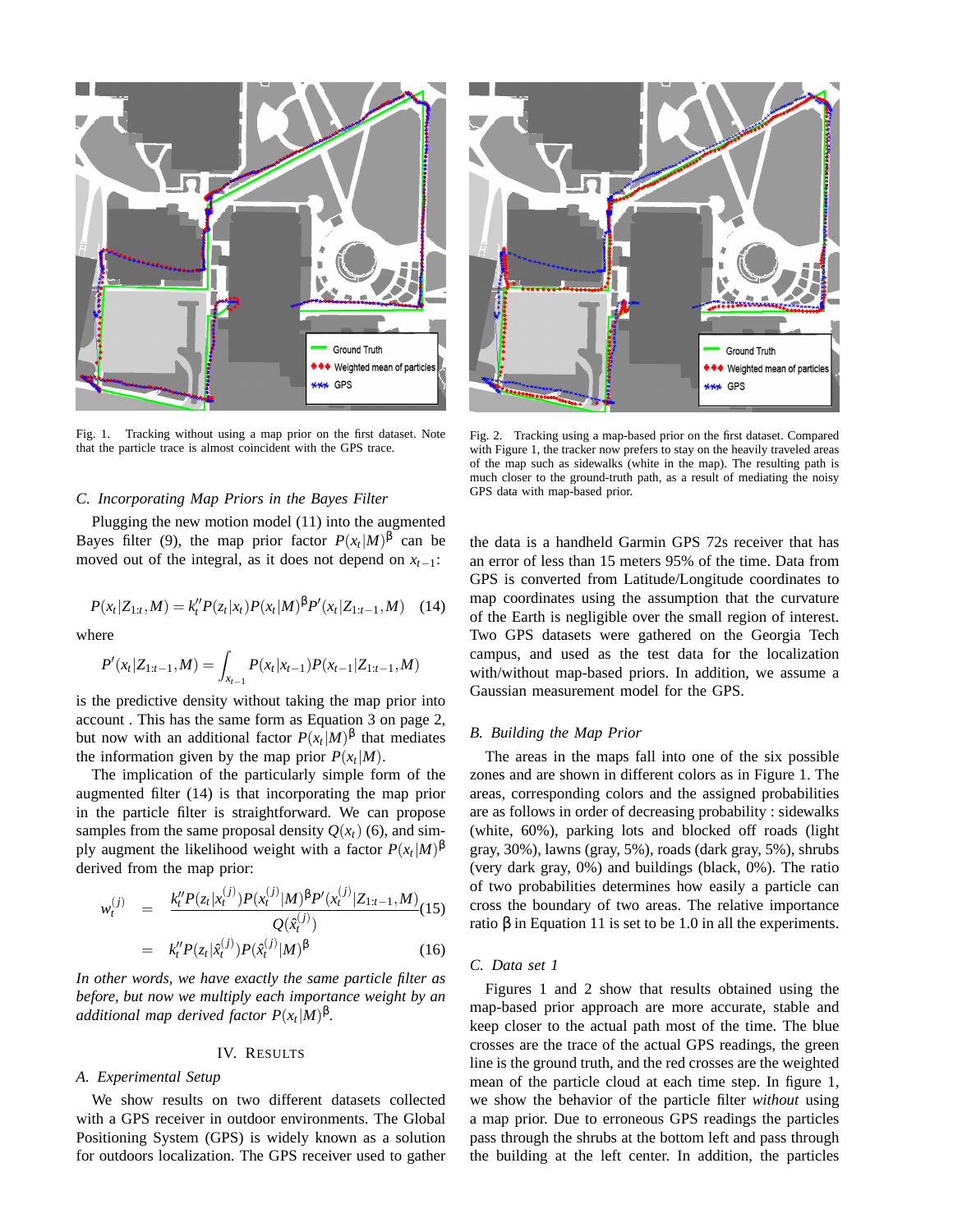Fig. 1. Tracking without using a map prior on the first dataset. Note that the particle trace is almost coincident with the GPS trace.

Fig. 2. Tracking using a map-based prior on the first dataset. Compared with Figure 1, the tracker now prefers to stay on the heavily traveled areas of the map such as sidewalks (white in the map). The resulting path is much closer to the ground-truth path, as a result of mediating the noisy GPS data with map-based prior.

### C. Incorporating Map Priors in the Bayes Filter

Plugging the new motion model (11) into the augmented Bayes filter (9), the map prior factor $P(x_t|M)^\beta$ can be moved out of the integral, as it does not depend on $x_{t-1}$:

$$P(x_t|Z_{1:t}, M) = k_t'' P(z_t|x_t) P(x_t|M)^\beta P'(x_t|Z_{1:t-1}, M) \quad (14)$$

where

$$P'(x_t|Z_{1:t-1}, M) = \int_{x_{t-1}} P(x_t|x_{t-1}) P(x_{t-1}|Z_{1:t-1}, M)$$

is the predictive density without taking the map prior into account . This has the same form as Equation 3 on page 2, but now with an additional factor $P(x_t|M)^\beta$ that mediates the information given by the map prior $P(x_t|M)$.

The implication of the particularly simple form of the augmented filter (14) is that incorporating the map prior in the particle filter is straightforward. We can propose samples from the same proposal density $Q(x_t)$ (6), and simply augment the likelihood weight with a factor $P(x_t|M)^\beta$ derived from the map prior:

$$\begin{aligned} w_t^{(j)} &= \frac{k_t'' P(z_t|x_t^{(j)}) P(x_t^{(j)}|M)^\beta P'(x_t^{(j)}|Z_{1:t-1}, M)}{Q(\hat{x}_t^{(j)})} \quad (15) \\ &= k_t'' P(z_t|\hat{x}_t^{(j)}) P(\hat{x}_t^{(j)}|M)^\beta \quad (16) \end{aligned}$$

*In other words, we have exactly the same particle filter as before, but now we multiply each importance weight by an additional map derived factor $P(x_t|M)^\beta$.*

## IV. Results

### A. Experimental Setup

We show results on two different datasets collected with a GPS receiver in outdoor environments. The Global Positioning System (GPS) is widely known as a solution for outdoors localization. The GPS receiver used to gather the data is a handheld Garmin GPS 72s receiver that has an error of less than 15 meters 95% of the time. Data from GPS is converted from Latitude/Longitude coordinates to map coordinates using the assumption that the curvature of the Earth is negligible over the small region of interest. Two GPS datasets were gathered on the Georgia Tech campus, and used as the test data for the localization with/without map-based priors. In addition, we assume a Gaussian measurement model for the GPS.

### B. Building the Map Prior

The areas in the maps fall into one of the six possible zones and are shown in different colors as in Figure 1. The areas, corresponding colors and the assigned probabilities are as follows in order of decreasing probability : sidewalks (white, 60%), parking lots and blocked off roads (light gray, 30%), lawns (gray, 5%), roads (dark gray, 5%), shrubs (very dark gray, 0%) and buildings (black, 0%). The ratio of two probabilities determines how easily a particle can cross the boundary of two areas. The relative importance ratio $\beta$ in Equation 11 is set to be 1.0 in all the experiments.

### C. Data set 1

Figures 1 and 2 show that results obtained using the map-based prior approach are more accurate, stable and keep closer to the actual path most of the time. The blue crosses are the trace of the actual GPS readings, the green line is the ground truth, and the red crosses are the weighted mean of the particle cloud at each time step. In figure 1, we show the behavior of the particle filter *without* using a map prior. Due to erroneous GPS readings the particles pass through the shrubs at the bottom left and pass through the building at the left center. In addition, the particles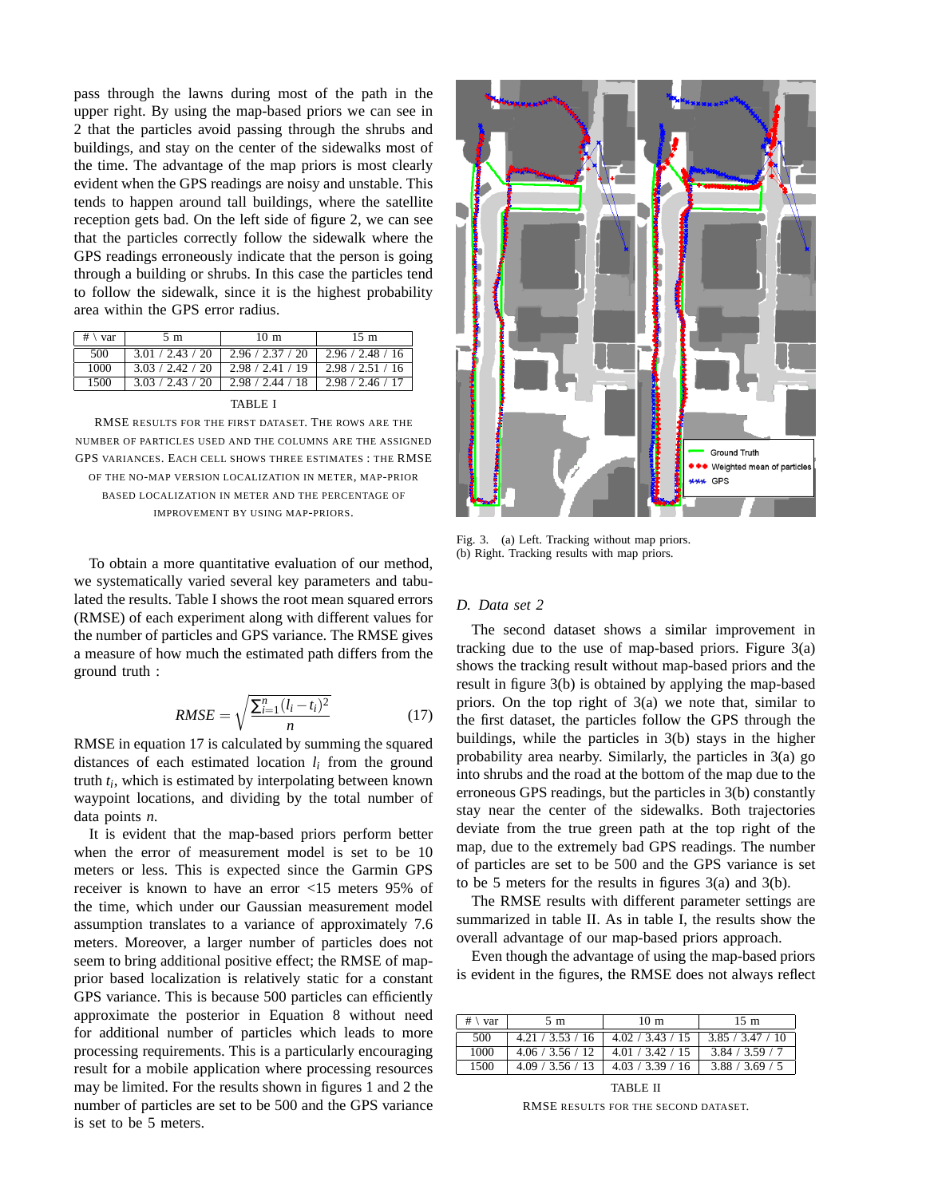pass through the lawns during most of the path in the upper right. By using the map-based priors we can see in 2 that the particles avoid passing through the shrubs and buildings, and stay on the center of the sidewalks most of the time. The advantage of the map priors is most clearly evident when the GPS readings are noisy and unstable. This tends to happen around tall buildings, where the satellite reception gets bad. On the left side of figure 2, we can see that the particles correctly follow the sidewalk where the GPS readings erroneously indicate that the person is going through a building or shrubs. In this case the particles tend to follow the sidewalk, since it is the highest probability area within the GPS error radius.

| # \ var | 5 m | 10 m | 15 m |
|---|---|---|---|
| 500 | 3.01 / 2.43 / 20 | 2.96 / 2.37 / 20 | 2.96 / 2.48 / 16 |
| 1000 | 3.03 / 2.42 / 20 | 2.98 / 2.41 / 19 | 2.98 / 2.51 / 16 |
| 1500 | 3.03 / 2.43 / 20 | 2.98 / 2.44 / 18 | 2.98 / 2.46 / 17 |

TABLE I

RMSE RESULTS FOR THE FIRST DATASET. THE ROWS ARE THE NUMBER OF PARTICLES USED AND THE COLUMNS ARE THE ASSIGNED GPS VARIANCES. EACH CELL SHOWS THREE ESTIMATES : THE RMSE OF THE NO-MAP VERSION LOCALIZATION IN METER, MAP-PRIOR BASED LOCALIZATION IN METER AND THE PERCENTAGE OF IMPROVEMENT BY USING MAP-PRIORS.

To obtain a more quantitative evaluation of our method, we systematically varied several key parameters and tabulated the results. Table I shows the root mean squared errors (RMSE) of each experiment along with different values for the number of particles and GPS variance. The RMSE gives a measure of how much the estimated path differs from the ground truth :

$$RMSE = \sqrt{\frac{\sum_{i=1}^{n} (l_i - t_i)^2}{n}} \tag{17}$$

RMSE in equation 17 is calculated by summing the squared distances of each estimated location $l_i$ from the ground truth $t_i$, which is estimated by interpolating between known waypoint locations, and dividing by the total number of data points $n$.

It is evident that the map-based priors perform better when the error of measurement model is set to be 10 meters or less. This is expected since the Garmin GPS receiver is known to have an error <15 meters 95% of the time, which under our Gaussian measurement model assumption translates to a variance of approximately 7.6 meters. Moreover, a larger number of particles does not seem to bring additional positive effect; the RMSE of map-prior based localization is relatively static for a constant GPS variance. This is because 500 particles can efficiently approximate the posterior in Equation 8 without need for additional number of particles which leads to more processing requirements. This is a particularly encouraging result for a mobile application where processing resources may be limited. For the results shown in figures 1 and 2 the number of particles are set to be 500 and the GPS variance is set to be 5 meters.

Fig. 3. (a) Left. Tracking without map priors. (b) Right. Tracking results with map priors.

### D. Data set 2

The second dataset shows a similar improvement in tracking due to the use of map-based priors. Figure 3(a) shows the tracking result without map-based priors and the result in figure 3(b) is obtained by applying the map-based priors. On the top right of 3(a) we note that, similar to the first dataset, the particles follow the GPS through the buildings, while the particles in 3(b) stays in the higher probability area nearby. Similarly, the particles in 3(a) go into shrubs and the road at the bottom of the map due to the erroneous GPS readings, but the particles in 3(b) constantly stay near the center of the sidewalks. Both trajectories deviate from the true green path at the top right of the map, due to the extremely bad GPS readings. The number of particles are set to be 500 and the GPS variance is set to be 5 meters for the results in figures 3(a) and 3(b).

The RMSE results with different parameter settings are summarized in table II. As in table I, the results show the overall advantage of our map-based priors approach.

Even though the advantage of using the map-based priors is evident in the figures, the RMSE does not always reflect

| # \ var | 5 m | 10 m | 15 m |
|---|---|---|---|
| 500 | 4.21 / 3.53 / 16 | 4.02 / 3.43 / 15 | 3.85 / 3.47 / 10 |
| 1000 | 4.06 / 3.56 / 12 | 4.01 / 3.42 / 15 | 3.84 / 3.59 / 7 |
| 1500 | 4.09 / 3.56 / 13 | 4.03 / 3.39 / 16 | 3.88 / 3.69 / 5 |

TABLE II

RMSE RESULTS FOR THE SECOND DATASET.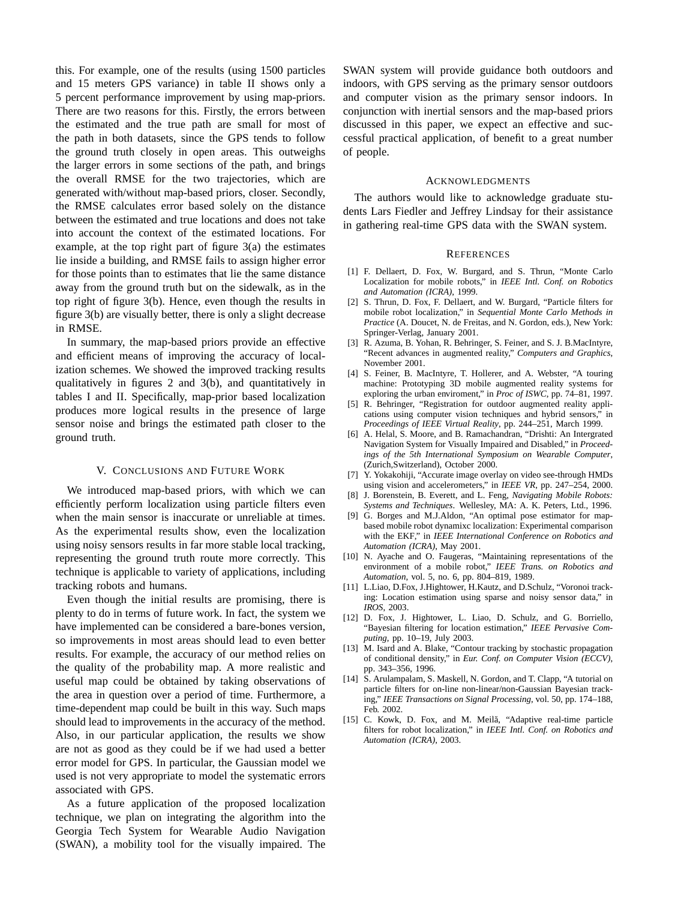this. For example, one of the results (using 1500 particles and 15 meters GPS variance) in table II shows only a 5 percent performance improvement by using map-priors. There are two reasons for this. Firstly, the errors between the estimated and the true path are small for most of the path in both datasets, since the GPS tends to follow the ground truth closely in open areas. This outweighs the larger errors in some sections of the path, and brings the overall RMSE for the two trajectories, which are generated with/without map-based priors, closer. Secondly, the RMSE calculates error based solely on the distance between the estimated and true locations and does not take into account the context of the estimated locations. For example, at the top right part of figure 3(a) the estimates lie inside a building, and RMSE fails to assign higher error for those points than to estimates that lie the same distance away from the ground truth but on the sidewalk, as in the top right of figure 3(b). Hence, even though the results in figure 3(b) are visually better, there is only a slight decrease in RMSE.

In summary, the map-based priors provide an effective and efficient means of improving the accuracy of localization schemes. We showed the improved tracking results qualitatively in figures 2 and 3(b), and quantitatively in tables I and II. Specifically, map-prior based localization produces more logical results in the presence of large sensor noise and brings the estimated path closer to the ground truth.

## V. Conclusions and Future Work

We introduced map-based priors, with which we can efficiently perform localization using particle filters even when the main sensor is inaccurate or unreliable at times. As the experimental results show, even the localization using noisy sensors results in far more stable local tracking, representing the ground truth route more correctly. This technique is applicable to variety of applications, including tracking robots and humans.

Even though the initial results are promising, there is plenty to do in terms of future work. In fact, the system we have implemented can be considered a bare-bones version, so improvements in most areas should lead to even better results. For example, the accuracy of our method relies on the quality of the probability map. A more realistic and useful map could be obtained by taking observations of the area in question over a period of time. Furthermore, a time-dependent map could be built in this way. Such maps should lead to improvements in the accuracy of the method. Also, in our particular application, the results we show are not as good as they could be if we had used a better error model for GPS. In particular, the Gaussian model we used is not very appropriate to model the systematic errors associated with GPS.

As a future application of the proposed localization technique, we plan on integrating the algorithm into the Georgia Tech System for Wearable Audio Navigation (SWAN), a mobility tool for the visually impaired. The SWAN system will provide guidance both outdoors and indoors, with GPS serving as the primary sensor outdoors and computer vision as the primary sensor indoors. In conjunction with inertial sensors and the map-based priors discussed in this paper, we expect an effective and successful practical application, of benefit to a great number of people.

## Acknowledgments

The authors would like to acknowledge graduate students Lars Fiedler and Jeffrey Lindsay for their assistance in gathering real-time GPS data with the SWAN system.

## References

[1] F. Dellaert, D. Fox, W. Burgard, and S. Thrun, "Monte Carlo Localization for mobile robots," in *IEEE Intl. Conf. on Robotics and Automation (ICRA)*, 1999.

[2] S. Thrun, D. Fox, F. Dellaert, and W. Burgard, "Particle filters for mobile robot localization," in *Sequential Monte Carlo Methods in Practice* (A. Doucet, N. de Freitas, and N. Gordon, eds.), New York: Springer-Verlag, January 2001.

[3] R. Azuma, B. Yohan, R. Behringer, S. Feiner, and S. J. B.MacIntyre, "Recent advances in augmented reality," *Computers and Graphics*, November 2001.

[4] S. Feiner, B. MacIntyre, T. Hollerer, and A. Webster, "A touring machine: Prototyping 3D mobile augmented reality systems for exploring the urban enviroment," in *Proc of ISWC*, pp. 74–81, 1997.

[5] R. Behringer, "Registration for outdoor augmented reality applications using computer vision techniques and hybrid sensors," in *Proceedings of IEEE Virtual Reality*, pp. 244–251, March 1999.

[6] A. Helal, S. Moore, and B. Ramachandran, "Drishti: An Intergrated Navigation System for Visually Impaired and Disabled," in *Proceedings of the 5th International Symposium on Wearable Computer*, (Zurich,Switzerland), October 2000.

[7] Y. Yokakohiji, "Accurate image overlay on video see-through HMDs using vision and accelerometers," in *IEEE VR*, pp. 247–254, 2000.

[8] J. Borenstein, B. Everett, and L. Feng, *Navigating Mobile Robots: Systems and Techniques*. Wellesley, MA: A. K. Peters, Ltd., 1996.

[9] G. Borges and M.J.Aldon, "An optimal pose estimator for map-based mobile robot dynamixc localization: Experimental comparison with the EKF," in *IEEE International Conference on Robotics and Automation (ICRA)*, May 2001.

[10] N. Ayache and O. Faugeras, "Maintaining representations of the environment of a mobile robot," *IEEE Trans. on Robotics and Automation*, vol. 5, no. 6, pp. 804–819, 1989.

[11] L.Liao, D.Fox, J.Hightower, H.Kautz, and D.Schulz, "Voronoi tracking: Location estimation using sparse and noisy sensor data," in *IROS*, 2003.

[12] D. Fox, J. Hightower, L. Liao, D. Schulz, and G. Borriello, "Bayesian filtering for location estimation," *IEEE Pervasive Computing*, pp. 10–19, July 2003.

[13] M. Isard and A. Blake, "Contour tracking by stochastic propagation of conditional density," in *Eur. Conf. on Computer Vision (ECCV)*, pp. 343–356, 1996.

[14] S. Arulampalam, S. Maskell, N. Gordon, and T. Clapp, "A tutorial on particle filters for on-line non-linear/non-Gaussian Bayesian tracking," *IEEE Transactions on Signal Processing*, vol. 50, pp. 174–188, Feb. 2002.

[15] C. Kowk, D. Fox, and M. Meilă, "Adaptive real-time particle filters for robot localization," in *IEEE Intl. Conf. on Robotics and Automation (ICRA)*, 2003.